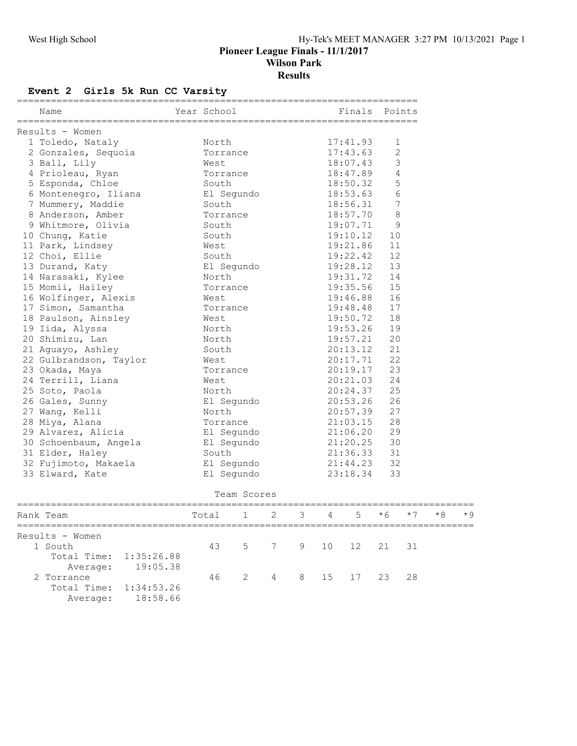West High School

**Pioneer League Finals - 11/1/2017**

**Wilson Park**

**Results**

## Event 2 Girls 5k Run CC Varsity

| Name | Year | School | Finals | Points |
|---|---|---|---|---|
| **Results - Women** | | | | |
| 1 Toledo, Nataly | | North | 17:41.93 | 1 |
| 2 Gonzales, Sequoia | | Torrance | 17:43.63 | 2 |
| 3 Ball, Lily | | West | 18:07.43 | 3 |
| 4 Prioleau, Ryan | | Torrance | 18:47.89 | 4 |
| 5 Esponda, Chloe | | South | 18:50.32 | 5 |
| 6 Montenegro, Iliana | | El Segundo | 18:53.63 | 6 |
| 7 Mummery, Maddie | | South | 18:56.31 | 7 |
| 8 Anderson, Amber | | Torrance | 18:57.70 | 8 |
| 9 Whitmore, Olivia | | South | 19:07.71 | 9 |
| 10 Chung, Katie | | South | 19:10.12 | 10 |
| 11 Park, Lindsey | | West | 19:21.86 | 11 |
| 12 Choi, Ellie | | South | 19:22.42 | 12 |
| 13 Durand, Katy | | El Segundo | 19:28.12 | 13 |
| 14 Narasaki, Kylee | | North | 19:31.72 | 14 |
| 15 Momii, Hailey | | Torrance | 19:35.56 | 15 |
| 16 Wolfinger, Alexis | | West | 19:46.88 | 16 |
| 17 Simon, Samantha | | Torrance | 19:48.48 | 17 |
| 18 Paulson, Ainsley | | West | 19:50.72 | 18 |
| 19 Iida, Alyssa | | North | 19:53.26 | 19 |
| 20 Shimizu, Lan | | North | 19:57.21 | 20 |
| 21 Aguayo, Ashley | | South | 20:13.12 | 21 |
| 22 Gulbrandson, Taylor | | West | 20:17.71 | 22 |
| 23 Okada, Maya | | Torrance | 20:19.17 | 23 |
| 24 Terrill, Liana | | West | 20:21.03 | 24 |
| 25 Soto, Paola | | North | 20:24.37 | 25 |
| 26 Gales, Sunny | | El Segundo | 20:53.26 | 26 |
| 27 Wang, Kelli | | North | 20:57.39 | 27 |
| 28 Miya, Alana | | Torrance | 21:03.15 | 28 |
| 29 Alvarez, Alicia | | El Segundo | 21:06.20 | 29 |
| 30 Schoenbaum, Angela | | El Segundo | 21:20.25 | 30 |
| 31 Elder, Haley | | South | 21:36.33 | 31 |
| 32 Fujimoto, Makaela | | El Segundo | 21:44.23 | 32 |
| 33 Elward, Kate | | El Segundo | 23:18.34 | 33 |

### Team Scores

| Rank Team | Total | 1 | 2 | 3 | 4 | 5 | *6 | *7 | *8 | *9 |
|---|---|---|---|---|---|---|---|---|---|---|
| **Results - Women** | | | | | | | | | | |
| 1 South | 43 | 5 | 7 | 9 | 10 | 12 | 21 | 31 | | |
| Total Time: 1:35:26.88 | | | | | | | | | | |
| Average: 19:05.38 | | | | | | | | | | |
| 2 Torrance | 46 | 2 | 4 | 8 | 15 | 17 | 23 | 28 | | |
| Total Time: 1:34:53.26 | | | | | | | | | | |
| Average: 18:58.66 | | | | | | | | | | |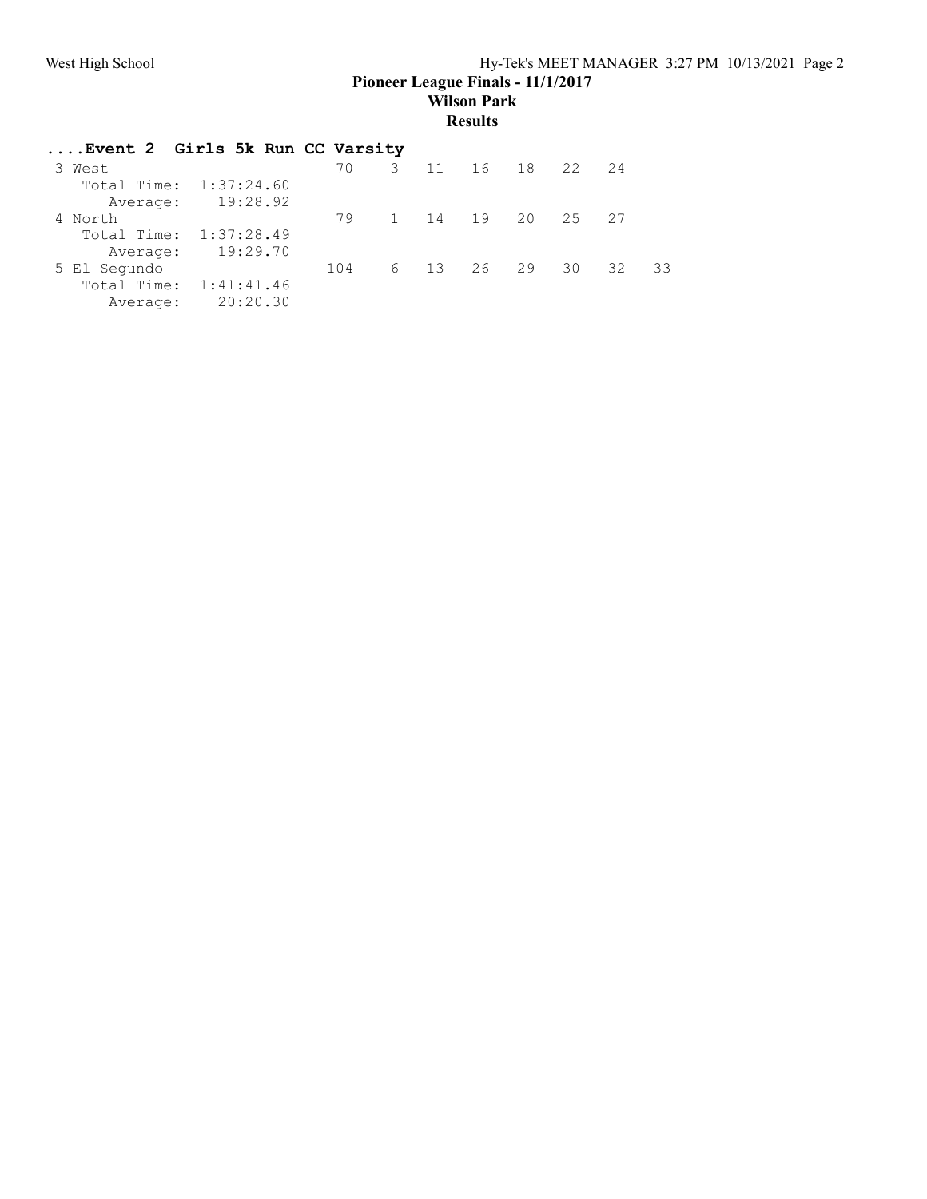## Pioneer League Finals - 11/1/2017

### Wilson Park

### Results

**....Event 2 Girls 5k Run CC Varsity**

| | | | | | | | | | |
|---|---|---|---|---|---|---|---|---|---|
| 3 West | | 70 | 3 | 11 | 16 | 18 | 22 | 24 | |
| Total Time: | 1:37:24.60 | | | | | | | | |
| Average: | 19:28.92 | | | | | | | | |
| 4 North | | 79 | 1 | 14 | 19 | 20 | 25 | 27 | |
| Total Time: | 1:37:28.49 | | | | | | | | |
| Average: | 19:29.70 | | | | | | | | |
| 5 El Segundo | | 104 | 6 | 13 | 26 | 29 | 30 | 32 | 33 |
| Total Time: | 1:41:41.46 | | | | | | | | |
| Average: | 20:20.30 | | | | | | | | |